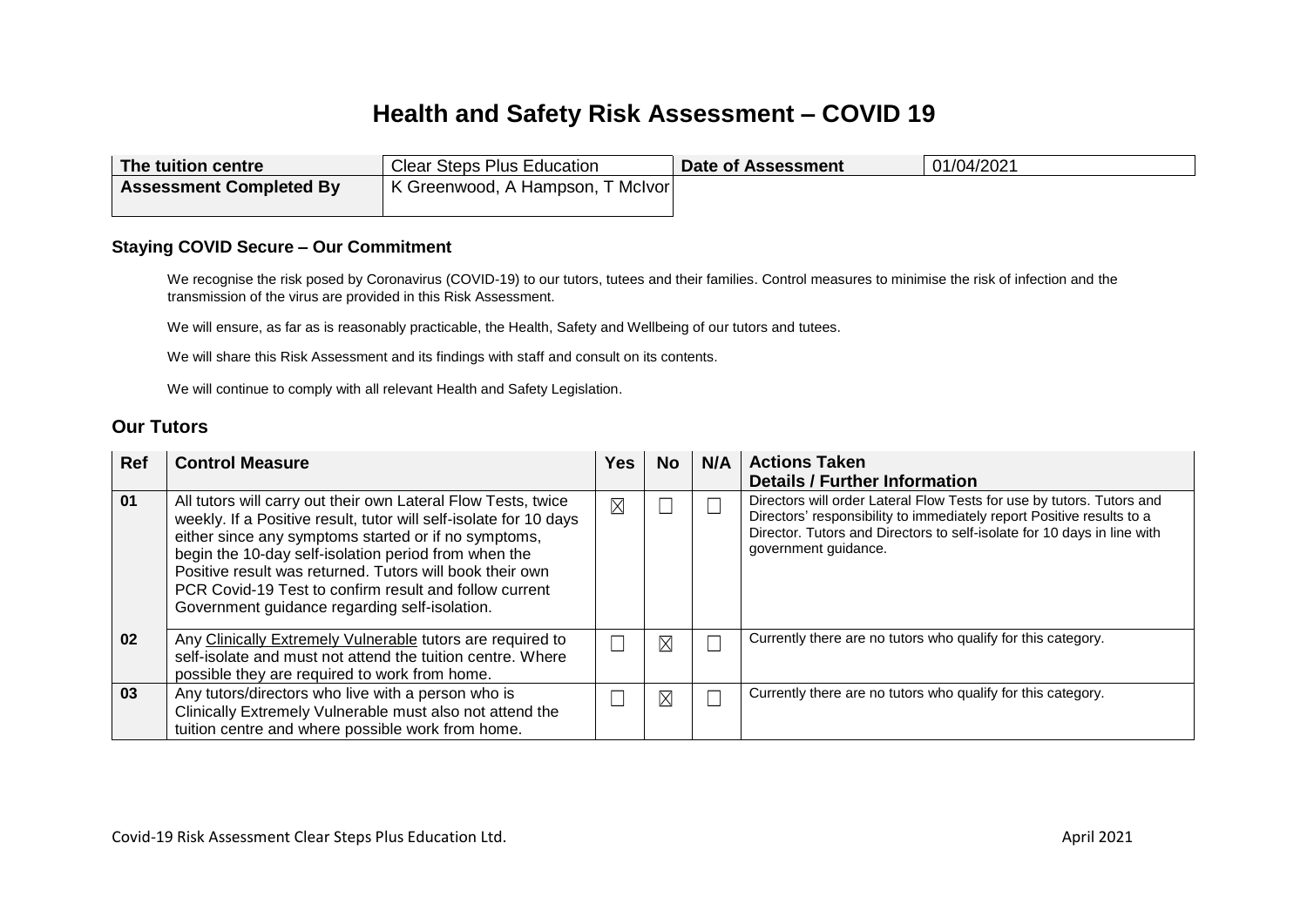# Health and Safety Risk Assessment – COVID 19

| The tuition centre | Clear Steps Plus Education | Date of Assessment | 01/04/2021 |
|---|---|---|---|
| **Assessment Completed By** | K Greenwood, A Hampson, T McIvor | | |

### Staying COVID Secure – Our Commitment

We recognise the risk posed by Coronavirus (COVID-19) to our tutors, tutees and their families. Control measures to minimise the risk of infection and the transmission of the virus are provided in this Risk Assessment.

We will ensure, as far as is reasonably practicable, the Health, Safety and Wellbeing of our tutors and tutees.

We will share this Risk Assessment and its findings with staff and consult on its contents.

We will continue to comply with all relevant Health and Safety Legislation.

## Our Tutors

| Ref | Control Measure | Yes | No | N/A | Actions Taken Details / Further Information |
|---|---|---|---|---|---|
| 01 | All tutors will carry out their own Lateral Flow Tests, twice weekly. If a Positive result, tutor will self-isolate for 10 days either since any symptoms started or if no symptoms, begin the 10-day self-isolation period from when the Positive result was returned. Tutors will book their own PCR Covid-19 Test to confirm result and follow current Government guidance regarding self-isolation. | ☒ | ☐ | ☐ | Directors will order Lateral Flow Tests for use by tutors. Tutors and Directors' responsibility to immediately report Positive results to a Director. Tutors and Directors to self-isolate for 10 days in line with government guidance. |
| 02 | Any <u>Clinically Extremely Vulnerable</u> tutors are required to self-isolate and must not attend the tuition centre. Where possible they are required to work from home. | ☐ | ☒ | ☐ | Currently there are no tutors who qualify for this category. |
| 03 | Any tutors/directors who live with a person who is Clinically Extremely Vulnerable must also not attend the tuition centre and where possible work from home. | ☐ | ☒ | ☐ | Currently there are no tutors who qualify for this category. |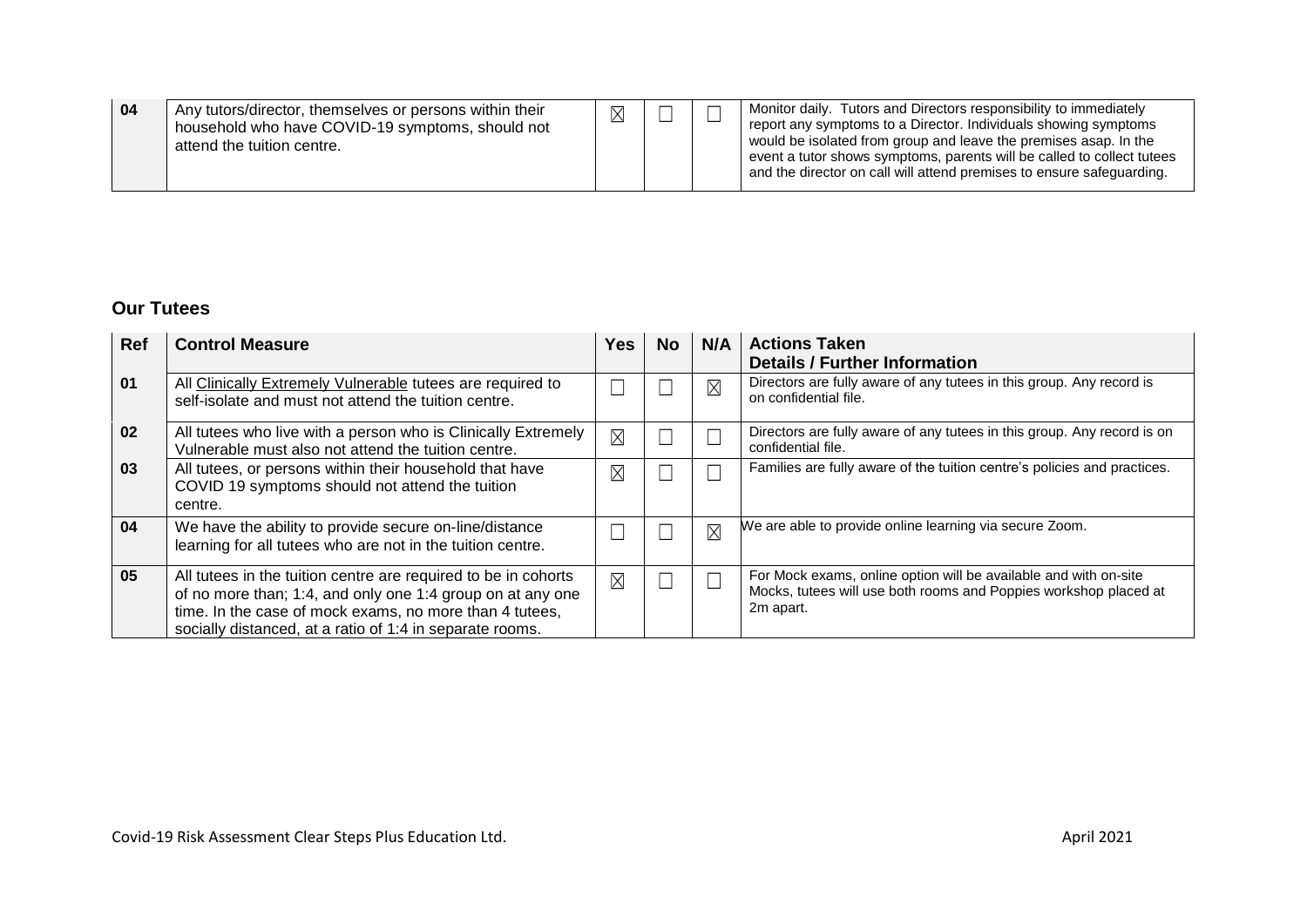| 04 | Any tutors/director, themselves or persons within their household who have COVID-19 symptoms, should not attend the tuition centre. | ☒ | ☐ | ☐ | Monitor daily. Tutors and Directors responsibility to immediately report any symptoms to a Director. Individuals showing symptoms would be isolated from group and leave the premises asap. In the event a tutor shows symptoms, parents will be called to collect tutees and the director on call will attend premises to ensure safeguarding. |
|---|---|---|---|---|---|

## Our Tutees

| Ref | Control Measure | Yes | No | N/A | Actions Taken<br>Details / Further Information |
|---|---|---|---|---|---|
| 01 | All Clinically Extremely Vulnerable tutees are required to self-isolate and must not attend the tuition centre. | ☐ | ☐ | ☒ | Directors are fully aware of any tutees in this group. Any record is on confidential file. |
| 02 | All tutees who live with a person who is Clinically Extremely Vulnerable must also not attend the tuition centre. | ☒ | ☐ | ☐ | Directors are fully aware of any tutees in this group. Any record is on confidential file. |
| 03 | All tutees, or persons within their household that have COVID 19 symptoms should not attend the tuition centre. | ☒ | ☐ | ☐ | Families are fully aware of the tuition centre's policies and practices. |
| 04 | We have the ability to provide secure on-line/distance learning for all tutees who are not in the tuition centre. | ☐ | ☐ | ☒ | We are able to provide online learning via secure Zoom. |
| 05 | All tutees in the tuition centre are required to be in cohorts of no more than; 1:4, and only one 1:4 group on at any one time. In the case of mock exams, no more than 4 tutees, socially distanced, at a ratio of 1:4 in separate rooms. | ☒ | ☐ | ☐ | For Mock exams, online option will be available and with on-site Mocks, tutees will use both rooms and Poppies workshop placed at 2m apart. |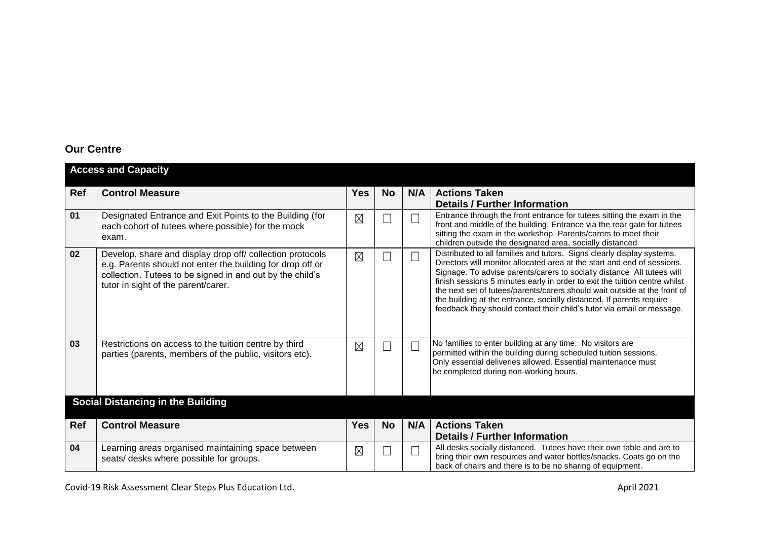## Our Centre

| **Access and Capacity** | | | | | |
|---|---|---|---|---|---|
| **Ref** | **Control Measure** | **Yes** | **No** | **N/A** | **Actions Taken Details / Further Information** |
| 01 | Designated Entrance and Exit Points to the Building (for each cohort of tutees where possible) for the mock exam. | ☒ | ☐ | ☐ | Entrance through the front entrance for tutees sitting the exam in the front and middle of the building. Entrance via the rear gate for tutees sitting the exam in the workshop. Parents/carers to meet their children outside the designated area, socially distanced. |
| 02 | Develop, share and display drop off/ collection protocols e.g. Parents should not enter the building for drop off or collection. Tutees to be signed in and out by the child's tutor in sight of the parent/carer. | ☒ | ☐ | ☐ | Distributed to all families and tutors. Signs clearly display systems. Directors will monitor allocated area at the start and end of sessions. Signage. To advise parents/carers to socially distance All tutees will finish sessions 5 minutes early in order to exit the tuition centre whilst the next set of tutees/parents/carers should wait outside at the front of the building at the entrance, socially distanced. If parents require feedback they should contact their child's tutor via email or message. |
| 03 | Restrictions on access to the tuition centre by third parties (parents, members of the public, visitors etc). | ☒ | ☐ | ☐ | No families to enter building at any time. No visitors are permitted within the building during scheduled tuition sessions. Only essential deliveries allowed. Essential maintenance must be completed during non-working hours. |

| **Social Distancing in the Building** | | | | | |
|---|---|---|---|---|---|
| **Ref** | **Control Measure** | **Yes** | **No** | **N/A** | **Actions Taken Details / Further Information** |
| 04 | Learning areas organised maintaining space between seats/ desks where possible for groups. | ☒ | ☐ | ☐ | All desks socially distanced. Tutees have their own table and are to bring their own resources and water bottles/snacks. Coats go on the back of chairs and there is to be no sharing of equipment. |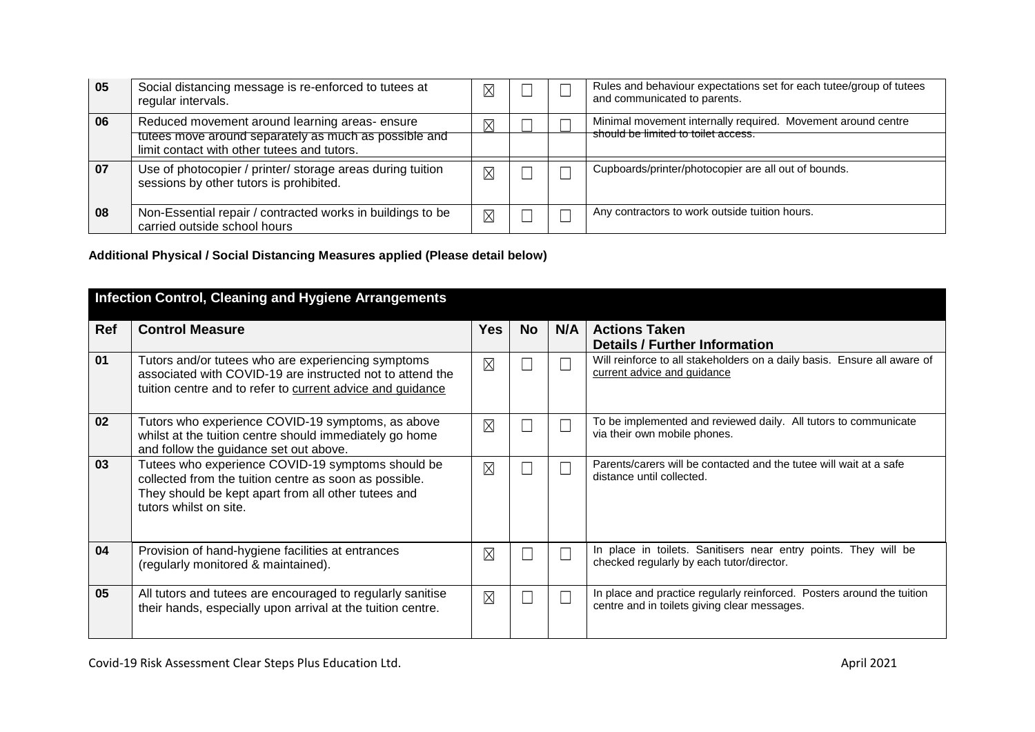| 05 | Social distancing message is re-enforced to tutees at regular intervals. | ☒ | ☐ | ☐ | Rules and behaviour expectations set for each tutee/group of tutees and communicated to parents. |
|---|---|---|---|---|---|
| 06 | Reduced movement around learning areas- ensure tutees move around separately as much as possible and limit contact with other tutees and tutors. | ☒ | ☐ | ☐ | Minimal movement internally required. Movement around centre should be limited to toilet access. |
| 07 | Use of photocopier / printer/ storage areas during tuition sessions by other tutors is prohibited. | ☒ | ☐ | ☐ | Cupboards/printer/photocopier are all out of bounds. |
| 08 | Non-Essential repair / contracted works in buildings to be carried outside school hours | ☒ | ☐ | ☐ | Any contractors to work outside tuition hours. |

**Additional Physical / Social Distancing Measures applied (Please detail below)**

## Infection Control, Cleaning and Hygiene Arrangements

| Ref | Control Measure | Yes | No | N/A | Actions Taken Details / Further Information |
|---|---|---|---|---|---|
| 01 | Tutors and/or tutees who are experiencing symptoms associated with COVID-19 are instructed not to attend the tuition centre and to refer to current advice and guidance | ☒ | ☐ | ☐ | Will reinforce to all stakeholders on a daily basis. Ensure all aware of current advice and guidance |
| 02 | Tutors who experience COVID-19 symptoms, as above whilst at the tuition centre should immediately go home and follow the guidance set out above. | ☒ | ☐ | ☐ | To be implemented and reviewed daily. All tutors to communicate via their own mobile phones. |
| 03 | Tutees who experience COVID-19 symptoms should be collected from the tuition centre as soon as possible. They should be kept apart from all other tutees and tutors whilst on site. | ☒ | ☐ | ☐ | Parents/carers will be contacted and the tutee will wait at a safe distance until collected. |
| 04 | Provision of hand-hygiene facilities at entrances (regularly monitored & maintained). | ☒ | ☐ | ☐ | In place in toilets. Sanitisers near entry points. They will be checked regularly by each tutor/director. |
| 05 | All tutors and tutees are encouraged to regularly sanitise their hands, especially upon arrival at the tuition centre. | ☒ | ☐ | ☐ | In place and practice regularly reinforced. Posters around the tuition centre and in toilets giving clear messages. |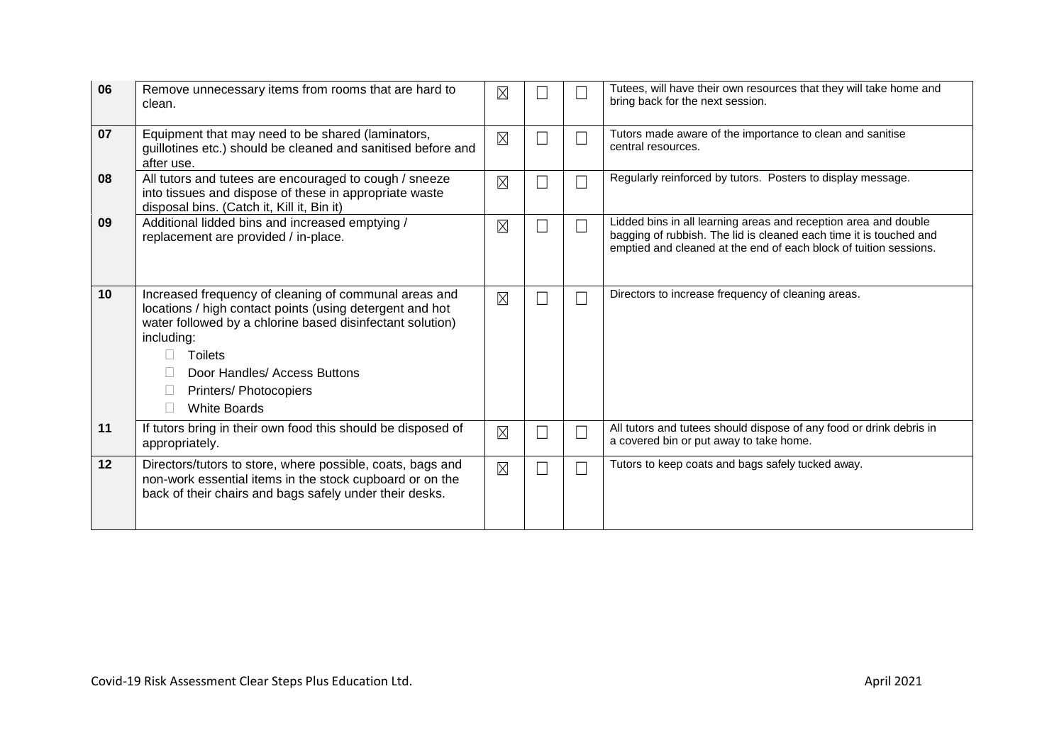| 06 | Remove unnecessary items from rooms that are hard to clean. | ☒ | ☐ | ☐ | Tutees, will have their own resources that they will take home and bring back for the next session. |
|---|---|---|---|---|---|
| 07 | Equipment that may need to be shared (laminators, guillotines etc.) should be cleaned and sanitised before and after use. | ☒ | ☐ | ☐ | Tutors made aware of the importance to clean and sanitise central resources. |
| 08 | All tutors and tutees are encouraged to cough / sneeze into tissues and dispose of these in appropriate waste disposal bins. (Catch it, Kill it, Bin it) | ☒ | ☐ | ☐ | Regularly reinforced by tutors. Posters to display message. |
| 09 | Additional lidded bins and increased emptying / replacement are provided / in-place. | ☒ | ☐ | ☐ | Lidded bins in all learning areas and reception area and double bagging of rubbish. The lid is cleaned each time it is touched and emptied and cleaned at the end of each block of tuition sessions. |
| 10 | Increased frequency of cleaning of communal areas and locations / high contact points (using detergent and hot water followed by a chlorine based disinfectant solution) including:<br>• Toilets<br>• Door Handles/ Access Buttons<br>• Printers/ Photocopiers<br>• White Boards | ☒ | ☐ | ☐ | Directors to increase frequency of cleaning areas. |
| 11 | If tutors bring in their own food this should be disposed of appropriately. | ☒ | ☐ | ☐ | All tutors and tutees should dispose of any food or drink debris in a covered bin or put away to take home. |
| 12 | Directors/tutors to store, where possible, coats, bags and non-work essential items in the stock cupboard or on the back of their chairs and bags safely under their desks. | ☒ | ☐ | ☐ | Tutors to keep coats and bags safely tucked away. |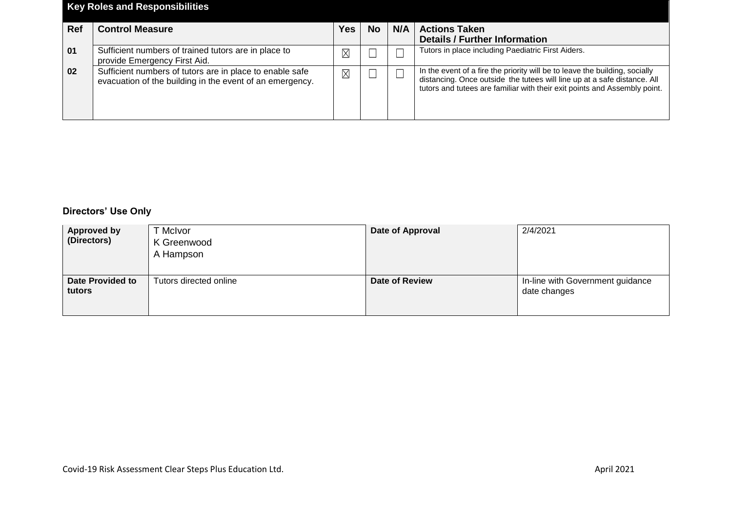## Key Roles and Responsibilities

| Ref | Control Measure | Yes | No | N/A | Actions Taken<br>Details / Further Information |
|---|---|---|---|---|---|
| 01 | Sufficient numbers of trained tutors are in place to provide Emergency First Aid. | ☒ | ☐ | ☐ | Tutors in place including Paediatric First Aiders. |
| 02 | Sufficient numbers of tutors are in place to enable safe evacuation of the building in the event of an emergency. | ☒ | ☐ | ☐ | In the event of a fire the priority will be to leave the building, socially distancing. Once outside the tutees will line up at a safe distance. All tutors and tutees are familiar with their exit points and Assembly point. |

### Directors' Use Only

| | | | |
|---|---|---|---|
| **Approved by (Directors)** | T McIvor<br>K Greenwood<br>A Hampson | **Date of Approval** | 2/4/2021 |
| **Date Provided to tutors** | Tutors directed online | **Date of Review** | In-line with Government guidance date changes |